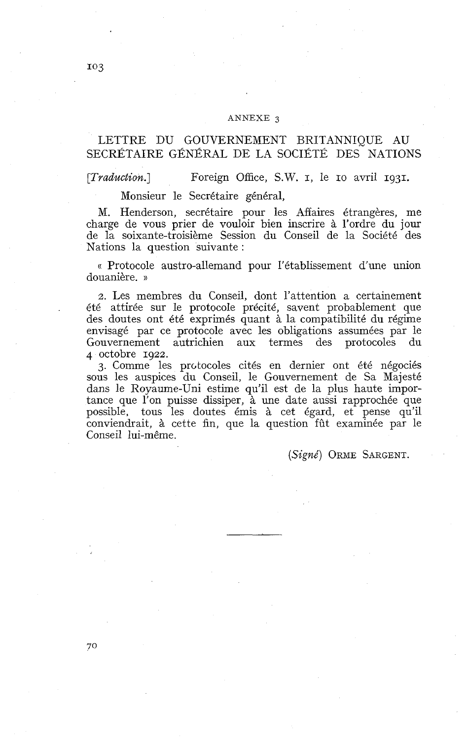ANNEXE 3

## LETTRE DU GOUVERNEMENT BRITANNIQUE AU SECRÉTAIRE GÉNÉRAL DE LA SOCIÉTÉ DES NATIONS

[*Traduction.*] Foreign Office, S.W. 1, le 10 avril 1931.

Monsieur le Secrétaire général,

M. Henderson, secrétaire pour les Affaires étrangères, me charge de vous prier de vouloir bien inscrire à l'ordre du jour de la soixante-troisième Session du Conseil de la Société des Nations la question suivante :

« Protocole austro-allemand pour l'établissement d'une union douanière. »

2. Les membres du Conseil, dont l'attention a certainement été attirée sur le protocole précité, savent probablement que des doutes ont été exprimés quant à la compatibilité du régime envisagé par ce protocole avec les obligations assumées par le Gouvernement autrichien aux termes des protocoles du 4 octobre 1922.

3. Comme les protocoles cités en dernier ont été négociés sous les auspices du Conseil, le Gouvernement de Sa Majesté dans le Royaume-Uni estime qu'il est de la plus haute importance que l'on puisse dissiper, à une date aussi rapprochée que possible, tous les doutes émis à cet égard, et pense qu'il conviendrait, à cette fin, que la question fût examinée par le Conseil lui-même.

(*Signé*) ORME SARGENT.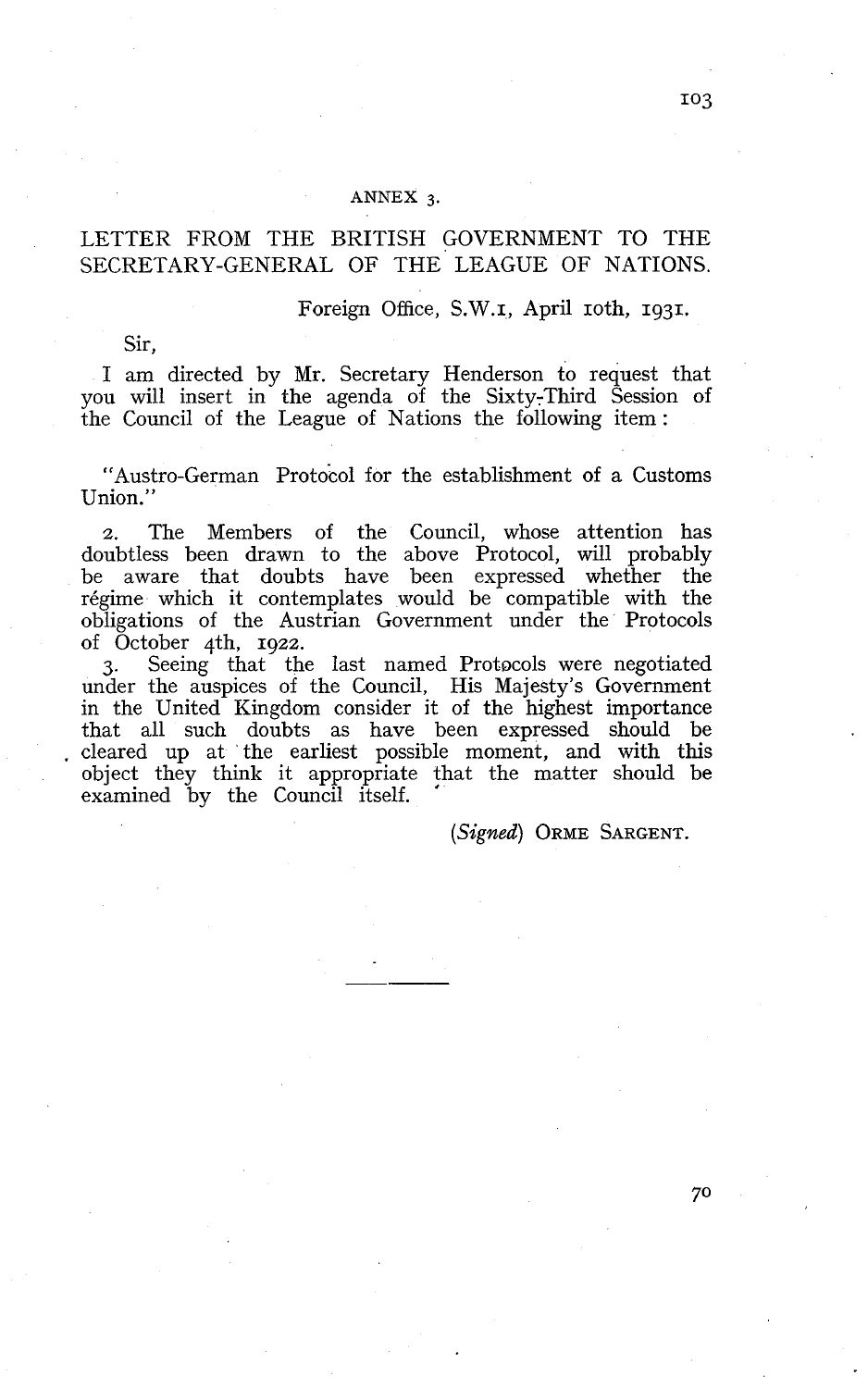## ANNEX 3.

## LETTER FROM THE BRITISH GOVERNMENT TO THE SECRETARY-GENERAL OF THE LEAGUE OF NATIONS.

Foreign Office, S.W.1, April 10th, 1931.

Sir,

I am directed by Mr. Secretary Henderson to request that you will insert in the agenda of the Sixty-Third Session of the Council of the League of Nations the following item:

"Austro-German Protocol for the establishment of a Customs Union."

2. The Members of the Council, whose attention has doubtless been drawn to the above Protocol, will probably be aware that doubts have been expressed whether the régime which it contemplates would be compatible with the obligations of the Austrian Government under the Protocols of October 4th, 1922.

3. Seeing that the last named Protocols were negotiated under the auspices of the Council, His Majesty's Government in the United Kingdom consider it of the highest importance that all such doubts as have been expressed should be cleared up at the earliest possible moment, and with this object they think it appropriate that the matter should be examined by the Council itself.

(*Signed*) ORME SARGENT.